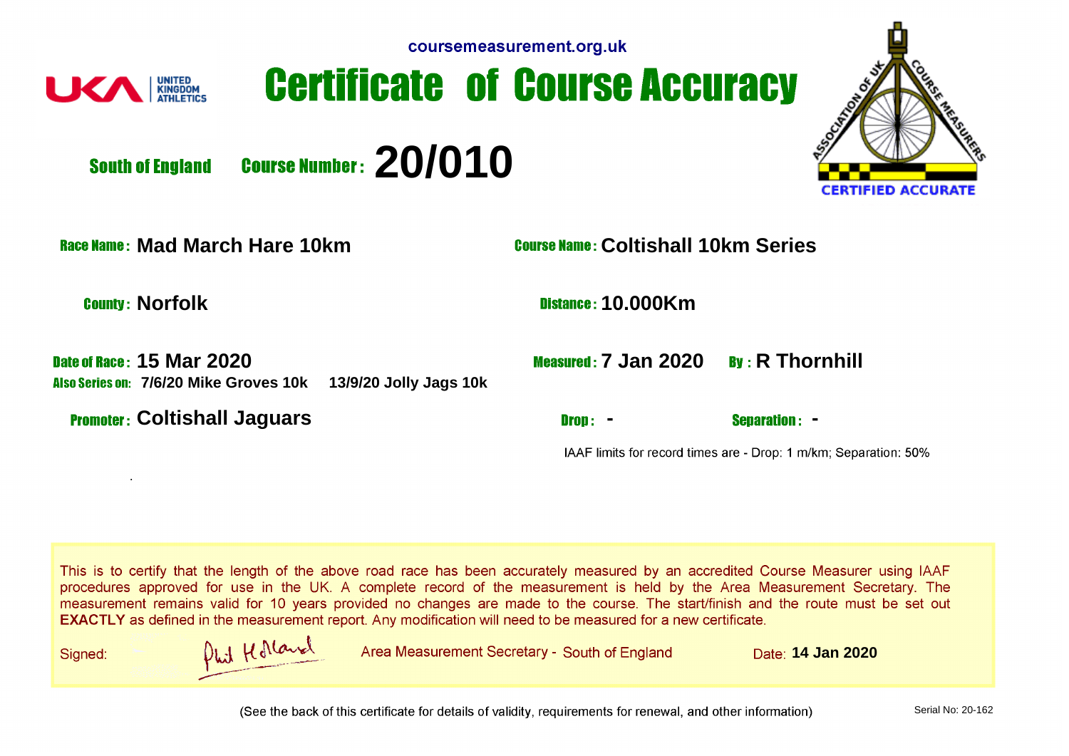coursemeasurement.org.uk

UNITED KINGDOM ATHLETICS

# Certificate of Course Accuracy

ASSOCIATION OF UK COURSE MEASURERS — CERTIFIED ACCURATE

**South of England** **Course Number: 20/010**

**Race Name:** Mad March Hare 10km

**Course Name:** Coltishall 10km Series

**County:** Norfolk

**Distance:** 10.000Km

**Date of Race:** 15 Mar 2020

**Also Series on:** 7/6/20 Mike Groves 10k 13/9/20 Jolly Jags 10k

**Measured:** 7 Jan 2020 **By:** R Thornhill

**Promoter:** Coltishall Jaguars

**Drop:** - **Separation:** -

IAAF limits for record times are - Drop: 1 m/km; Separation: 50%

This is to certify that the length of the above road race has been accurately measured by an accredited Course Measurer using IAAF procedures approved for use in the UK. A complete record of the measurement is held by the Area Measurement Secretary. The measurement remains valid for 10 years provided no changes are made to the course. The start/finish and the route must be set out **EXACTLY** as defined in the measurement report. Any modification will need to be measured for a new certificate.

Signed: Phil Holland Area Measurement Secretary - South of England Date: **14 Jan 2020**

(See the back of this certificate for details of validity, requirements for renewal, and other information)

Serial No: 20-162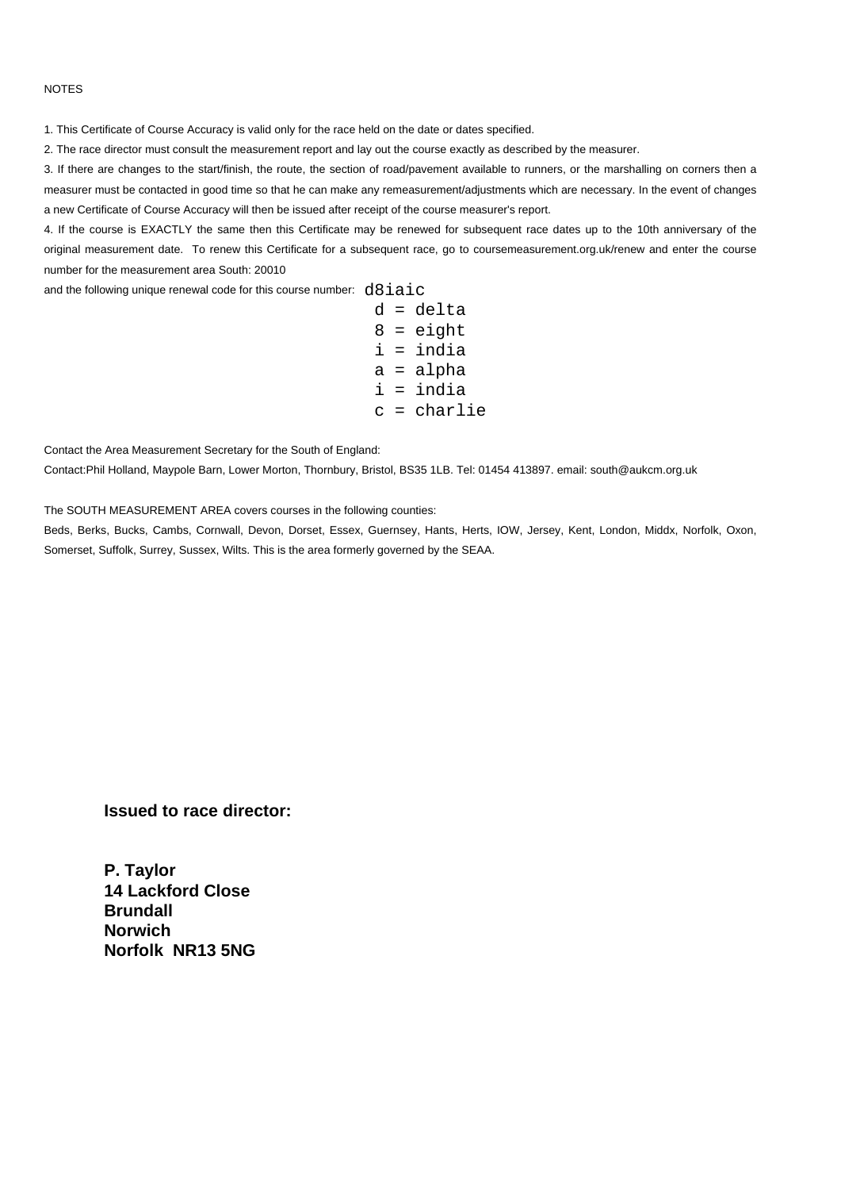NOTES

1. This Certificate of Course Accuracy is valid only for the race held on the date or dates specified.

2. The race director must consult the measurement report and lay out the course exactly as described by the measurer.

3. If there are changes to the start/finish, the route, the section of road/pavement available to runners, or the marshalling on corners then a measurer must be contacted in good time so that he can make any remeasurement/adjustments which are necessary. In the event of changes a new Certificate of Course Accuracy will then be issued after receipt of the course measurer's report.

4. If the course is EXACTLY the same then this Certificate may be renewed for subsequent race dates up to the 10th anniversary of the original measurement date. To renew this Certificate for a subsequent race, go to coursemeasurement.org.uk/renew and enter the course number for the measurement area South: 20010

and the following unique renewal code for this course number: d8iaic

```
d = delta
8 = eight
i = india
a = alpha
i = india
c = charlie
```

Contact the Area Measurement Secretary for the South of England:

Contact:Phil Holland, Maypole Barn, Lower Morton, Thornbury, Bristol, BS35 1LB. Tel: 01454 413897. email: south@aukcm.org.uk

The SOUTH MEASUREMENT AREA covers courses in the following counties:

Beds, Berks, Bucks, Cambs, Cornwall, Devon, Dorset, Essex, Guernsey, Hants, Herts, IOW, Jersey, Kent, London, Middx, Norfolk, Oxon, Somerset, Suffolk, Surrey, Sussex, Wilts. This is the area formerly governed by the SEAA.

**Issued to race director:**

**P. Taylor**
**14 Lackford Close**
**Brundall**
**Norwich**
**Norfolk NR13 5NG**